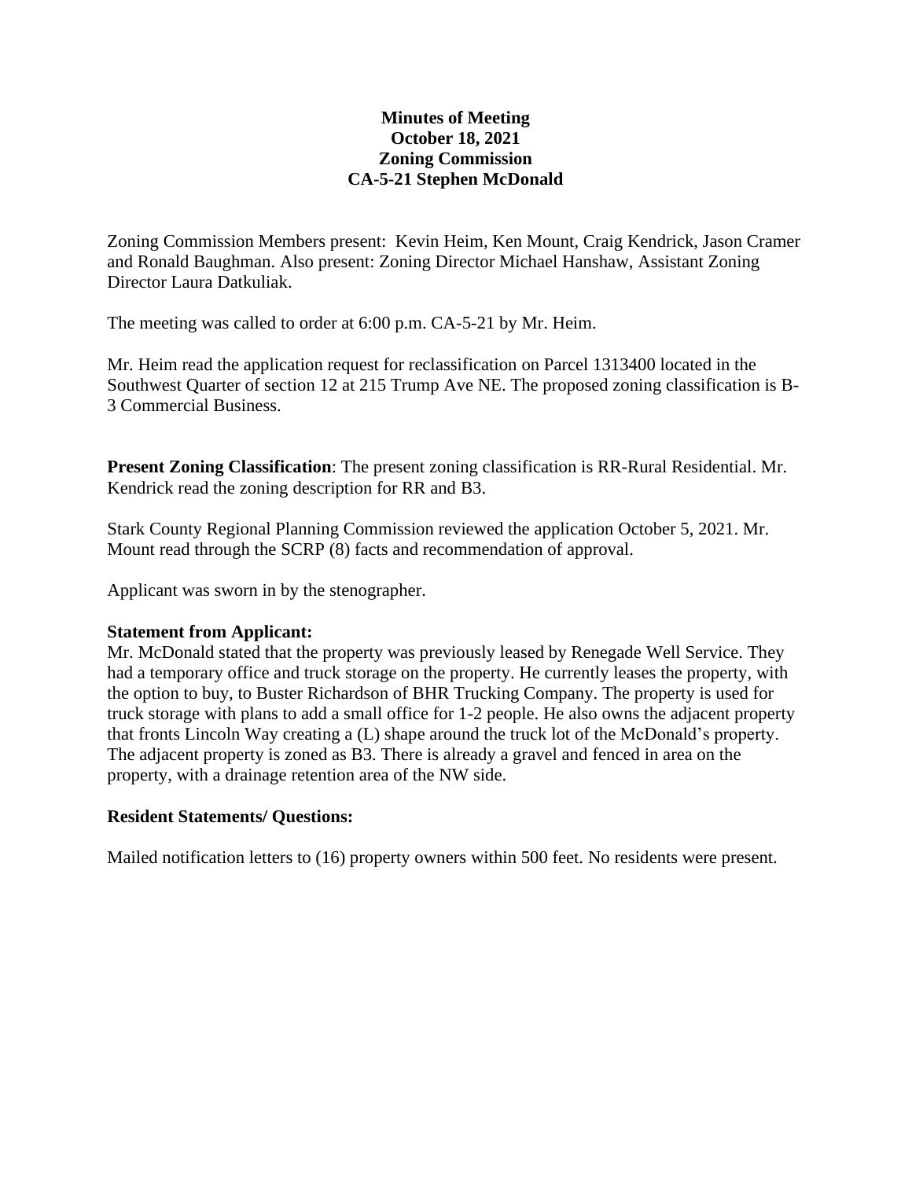# Minutes of Meeting
# October 18, 2021
# Zoning Commission
# CA-5-21 Stephen McDonald

Zoning Commission Members present: Kevin Heim, Ken Mount, Craig Kendrick, Jason Cramer and Ronald Baughman. Also present: Zoning Director Michael Hanshaw, Assistant Zoning Director Laura Datkuliak.

The meeting was called to order at 6:00 p.m. CA-5-21 by Mr. Heim.

Mr. Heim read the application request for reclassification on Parcel 1313400 located in the Southwest Quarter of section 12 at 215 Trump Ave NE. The proposed zoning classification is B-3 Commercial Business.

**Present Zoning Classification**: The present zoning classification is RR-Rural Residential. Mr. Kendrick read the zoning description for RR and B3.

Stark County Regional Planning Commission reviewed the application October 5, 2021. Mr. Mount read through the SCRP (8) facts and recommendation of approval.

Applicant was sworn in by the stenographer.

**Statement from Applicant:**
Mr. McDonald stated that the property was previously leased by Renegade Well Service. They had a temporary office and truck storage on the property. He currently leases the property, with the option to buy, to Buster Richardson of BHR Trucking Company. The property is used for truck storage with plans to add a small office for 1-2 people. He also owns the adjacent property that fronts Lincoln Way creating a (L) shape around the truck lot of the McDonald's property. The adjacent property is zoned as B3. There is already a gravel and fenced in area on the property, with a drainage retention area of the NW side.

**Resident Statements/ Questions:**

Mailed notification letters to (16) property owners within 500 feet. No residents were present.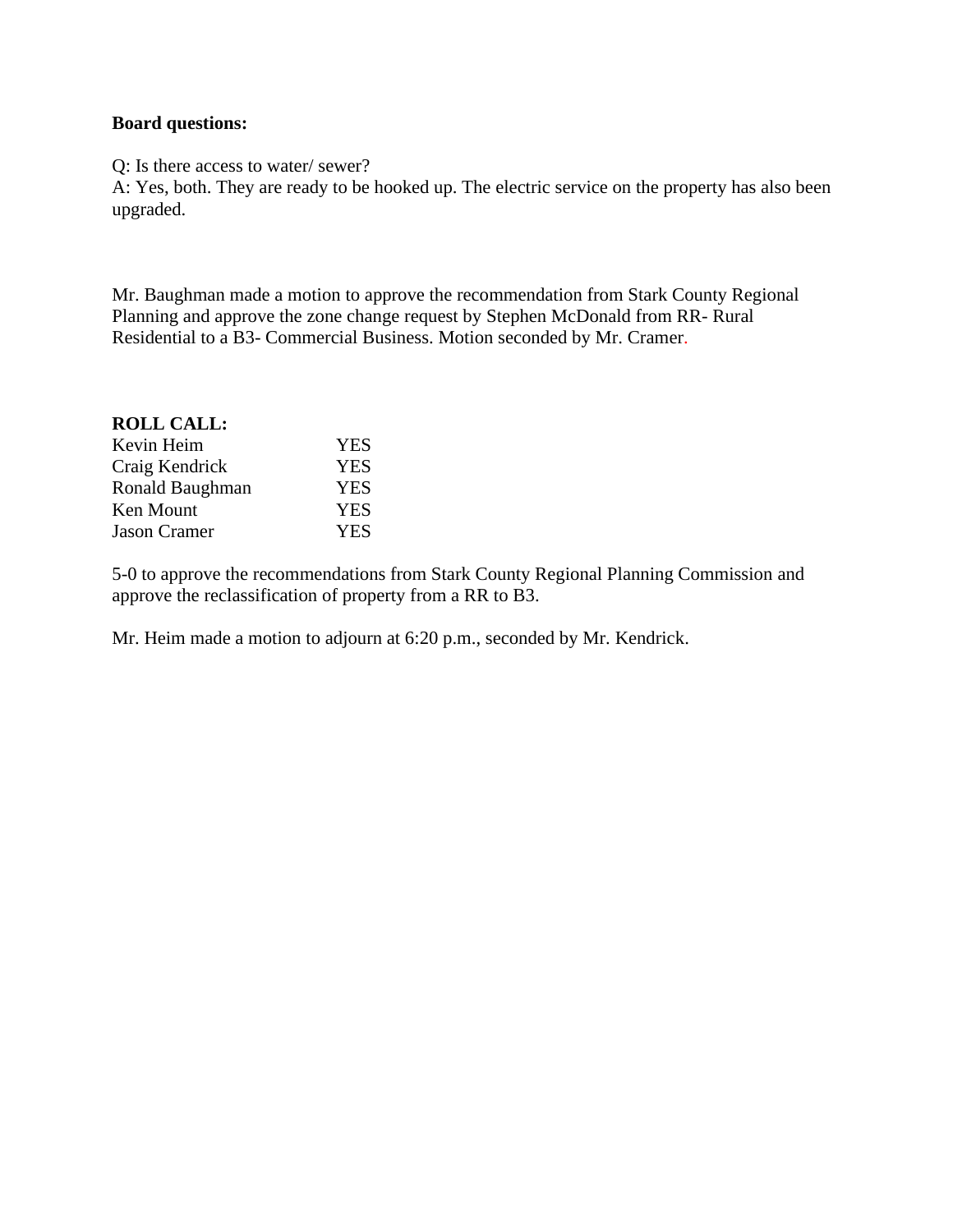**Board questions:**

Q: Is there access to water/ sewer?
A: Yes, both. They are ready to be hooked up. The electric service on the property has also been upgraded.

Mr. Baughman made a motion to approve the recommendation from Stark County Regional Planning and approve the zone change request by Stephen McDonald from RR- Rural Residential to a B3- Commercial Business. Motion seconded by Mr. Cramer.

**ROLL CALL:**

| | |
|---|---|
| Kevin Heim | YES |
| Craig Kendrick | YES |
| Ronald Baughman | YES |
| Ken Mount | YES |
| Jason Cramer | YES |

5-0 to approve the recommendations from Stark County Regional Planning Commission and approve the reclassification of property from a RR to B3.

Mr. Heim made a motion to adjourn at 6:20 p.m., seconded by Mr. Kendrick.